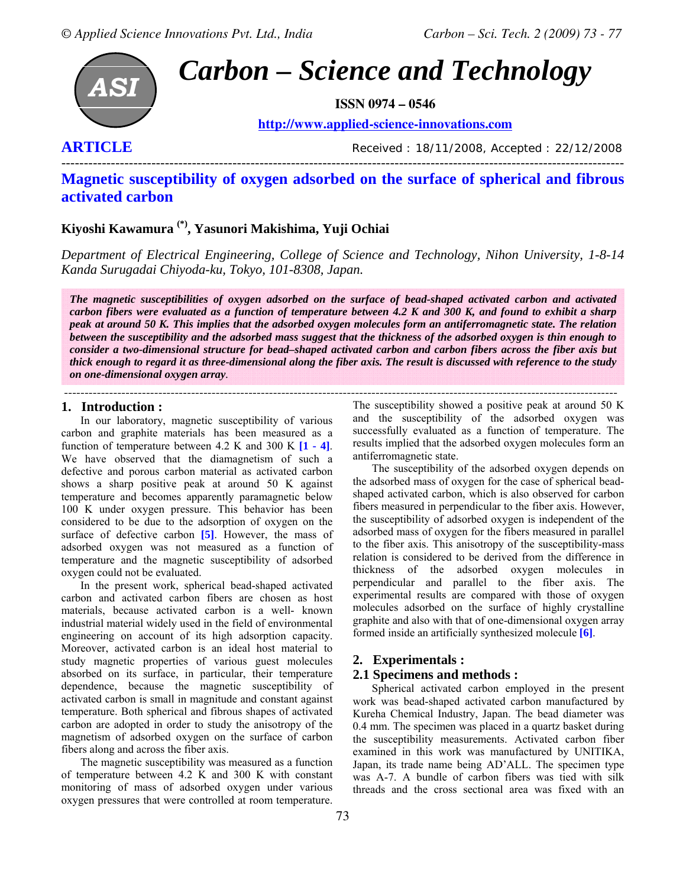**ARTICLE**

Received : 18/11/2008, Accepted : 22/12/2008

# Magnetic susceptibility of oxygen adsorbed on the surface of spherical and fibrous activated carbon

**Kiyoshi Kawamura (\*), Yasunori Makishima, Yuji Ochiai**

*Department of Electrical Engineering, College of Science and Technology, Nihon University, 1-8-14 Kanda Surugadai Chiyoda-ku, Tokyo, 101-8308, Japan.*

***The magnetic susceptibilities of oxygen adsorbed on the surface of bead-shaped activated carbon and activated carbon fibers were evaluated as a function of temperature between 4.2 K and 300 K, and found to exhibit a sharp peak at around 50 K. This implies that the adsorbed oxygen molecules form an antiferromagnetic state. The relation between the susceptibility and the adsorbed mass suggest that the thickness of the adsorbed oxygen is thin enough to consider a two-dimensional structure for bead–shaped activated carbon and carbon fibers across the fiber axis but thick enough to regard it as three-dimensional along the fiber axis. The result is discussed with reference to the study on one-dimensional oxygen array.***

## 1. Introduction :

In our laboratory, magnetic susceptibility of various carbon and graphite materials has been measured as a function of temperature between 4.2 K and 300 K [1 - 4]. We have observed that the diamagnetism of such a defective and porous carbon material as activated carbon shows a sharp positive peak at around 50 K against temperature and becomes apparently paramagnetic below 100 K under oxygen pressure. This behavior has been considered to be due to the adsorption of oxygen on the surface of defective carbon [5]. However, the mass of adsorbed oxygen was not measured as a function of temperature and the magnetic susceptibility of adsorbed oxygen could not be evaluated.

In the present work, spherical bead-shaped activated carbon and activated carbon fibers are chosen as host materials, because activated carbon is a well- known industrial material widely used in the field of environmental engineering on account of its high adsorption capacity. Moreover, activated carbon is an ideal host material to study magnetic properties of various guest molecules absorbed on its surface, in particular, their temperature dependence, because the magnetic susceptibility of activated carbon is small in magnitude and constant against temperature. Both spherical and fibrous shapes of activated carbon are adopted in order to study the anisotropy of the magnetism of adsorbed oxygen on the surface of carbon fibers along and across the fiber axis.

The magnetic susceptibility was measured as a function of temperature between 4.2 K and 300 K with constant monitoring of mass of adsorbed oxygen under various oxygen pressures that were controlled at room temperature. The susceptibility showed a positive peak at around 50 K and the susceptibility of the adsorbed oxygen was successfully evaluated as a function of temperature. The results implied that the adsorbed oxygen molecules form an antiferromagnetic state.

The susceptibility of the adsorbed oxygen depends on the adsorbed mass of oxygen for the case of spherical bead-shaped activated carbon, which is also observed for carbon fibers measured in perpendicular to the fiber axis. However, the susceptibility of adsorbed oxygen is independent of the adsorbed mass of oxygen for the fibers measured in parallel to the fiber axis. This anisotropy of the susceptibility-mass relation is considered to be derived from the difference in thickness of the adsorbed oxygen molecules in perpendicular and parallel to the fiber axis. The experimental results are compared with those of oxygen molecules adsorbed on the surface of highly crystalline graphite and also with that of one-dimensional oxygen array formed inside an artificially synthesized molecule [6].

## 2. Experimentals :

### 2.1 Specimens and methods :

Spherical activated carbon employed in the present work was bead-shaped activated carbon manufactured by Kureha Chemical Industry, Japan. The bead diameter was 0.4 mm. The specimen was placed in a quartz basket during the susceptibility measurements. Activated carbon fiber examined in this work was manufactured by UNITIKA, Japan, its trade name being AD'ALL. The specimen type was A-7. A bundle of carbon fibers was tied with silk threads and the cross sectional area was fixed with an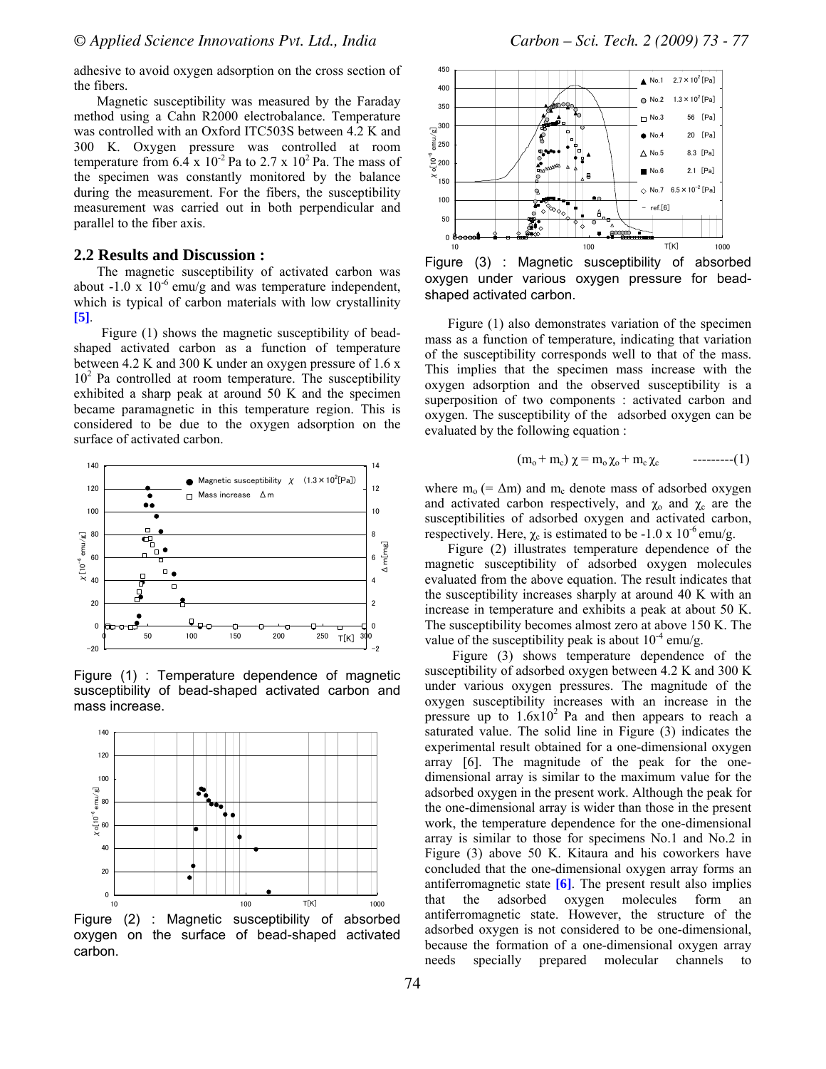adhesive to avoid oxygen adsorption on the cross section of the fibers.

Magnetic susceptibility was measured by the Faraday method using a Cahn R2000 electrobalance. Temperature was controlled with an Oxford ITC503S between 4.2 K and 300 K. Oxygen pressure was controlled at room temperature from $6.4 \times 10^{-2}$ Pa to $2.7 \times 10^{2}$ Pa. The mass of the specimen was constantly monitored by the balance during the measurement. For the fibers, the susceptibility measurement was carried out in both perpendicular and parallel to the fiber axis.

## 2.2 Results and Discussion :

The magnetic susceptibility of activated carbon was about $-1.0 \times 10^{-6}$ emu/g and was temperature independent, which is typical of carbon materials with low crystallinity [5].

Figure (1) shows the magnetic susceptibility of bead-shaped activated carbon as a function of temperature between 4.2 K and 300 K under an oxygen pressure of $1.6 \times 10^{2}$ Pa controlled at room temperature. The susceptibility exhibited a sharp peak at around 50 K and the specimen became paramagnetic in this temperature region. This is considered to be due to the oxygen adsorption on the surface of activated carbon.

140
120
100
80
60
40
20
0
−20
$\chi$ [$10^{-6}$ emu/g]
0 50 100 150 200 250 T[K] 300
14
12
10
8
6
4
2
0
−2
$\Delta$m[mg]
● Magnetic susceptibility $\chi$ ($1.3 \times 10^{2}$[Pa])
□ Mass increase $\Delta$m

Figure (1) : Temperature dependence of magnetic susceptibility of bead-shaped activated carbon and mass increase.

140
120
100
80
60
40
20
0
$\chi$ o[$10^{-6}$ emu/g]
10 100 T[K] 1000

Figure (2) : Magnetic susceptibility of absorbed oxygen on the surface of bead-shaped activated carbon.

450
400
350
300
250
200
150
100
50
0
$\chi$ o[$10^{-6}$ emu/g]
10 100 T[K] 1000
▲ No.1 $2.7 \times 10^{2}$ [Pa]
◎ No.2 $1.3 \times 10^{2}$ [Pa]
□ No.3 56 [Pa]
● No.4 20 [Pa]
△ No.5 8.3 [Pa]
■ No.6 2.1 [Pa]
◇ No.7 $6.5 \times 10^{-2}$ [Pa]
− ref.[6]

Figure (3) : Magnetic susceptibility of absorbed oxygen under various oxygen pressure for bead-shaped activated carbon.

Figure (1) also demonstrates variation of the specimen mass as a function of temperature, indicating that variation of the susceptibility corresponds well to that of the mass. This implies that the specimen mass increase with the oxygen adsorption and the observed susceptibility is a superposition of two components : activated carbon and oxygen. The susceptibility of the adsorbed oxygen can be evaluated by the following equation :

$$(m_o + m_c)\,\chi = m_o\,\chi_o + m_c\,\chi_c \qquad \text{---------(1)}$$

where $m_o$ (= $\Delta$m) and $m_c$ denote mass of adsorbed oxygen and activated carbon respectively, and $\chi_o$ and $\chi_c$ are the susceptibilities of adsorbed oxygen and activated carbon, respectively. Here, $\chi_c$ is estimated to be $-1.0 \times 10^{-6}$ emu/g.

Figure (2) illustrates temperature dependence of the magnetic susceptibility of adsorbed oxygen molecules evaluated from the above equation. The result indicates that the susceptibility increases sharply at around 40 K with an increase in temperature and exhibits a peak at about 50 K. The susceptibility becomes almost zero at above 150 K. The value of the susceptibility peak is about $10^{-4}$ emu/g.

Figure (3) shows temperature dependence of the susceptibility of adsorbed oxygen between 4.2 K and 300 K under various oxygen pressures. The magnitude of the oxygen susceptibility increases with an increase in the pressure up to $1.6 \times 10^{2}$ Pa and then appears to reach a saturated value. The solid line in Figure (3) indicates the experimental result obtained for a one-dimensional oxygen array [6]. The magnitude of the peak for the one-dimensional array is similar to the maximum value for the adsorbed oxygen in the present work. Although the peak for the one-dimensional array is wider than those in the present work, the temperature dependence for the one-dimensional array is similar to those for specimens No.1 and No.2 in Figure (3) above 50 K. Kitaura and his coworkers have concluded that the one-dimensional oxygen array forms an antiferromagnetic state [6]. The present result also implies that the adsorbed oxygen molecules form an antiferromagnetic state. However, the structure of the adsorbed oxygen is not considered to be one-dimensional, because the formation of a one-dimensional oxygen array needs specially prepared molecular channels to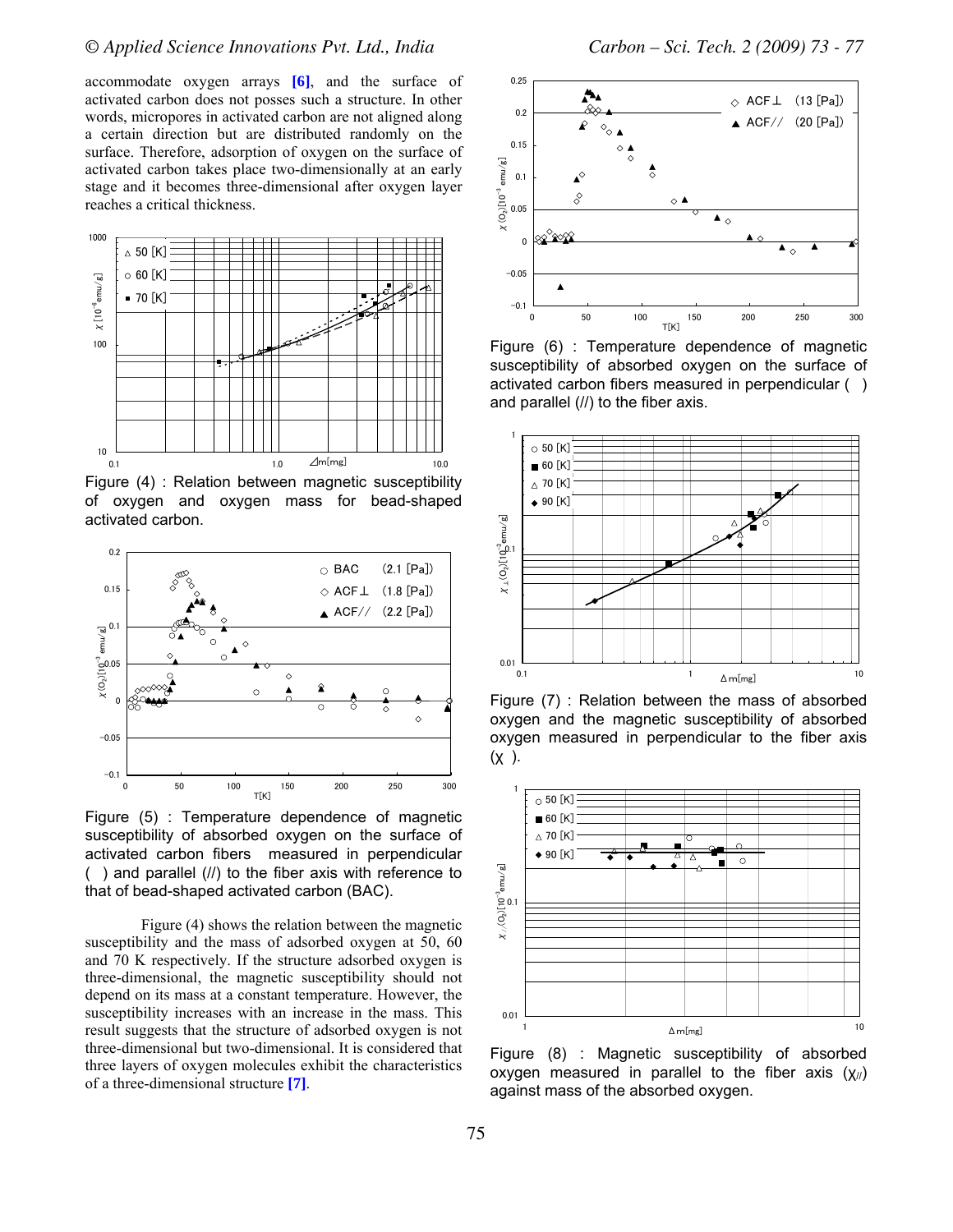accommodate oxygen arrays [6], and the surface of activated carbon does not posses such a structure. In other words, micropores in activated carbon are not aligned along a certain direction but are distributed randomly on the surface. Therefore, adsorption of oxygen on the surface of activated carbon takes place two-dimensionally at an early stage and it becomes three-dimensional after oxygen layer reaches a critical thickness.

△ 50 [K]
○ 60 [K]
■ 70 [K]
$\chi$ [$10^{-6}$emu/g]
1000
100
10
0.1
1.0
10.0
⊿m[mg]

Figure (4) : Relation between magnetic susceptibility of oxygen and oxygen mass for bead-shaped activated carbon.

○ BAC (2.1 [Pa])
◇ ACF⊥ (1.8 [Pa])
▲ ACF// (2.2 [Pa])
$\chi$(O$_2$)[$10^{-3}$ emu/g]
0.2
0.15
0.1
0.05
0
−0.05
−0.1
0
50
100
150
200
250
300
T[K]

Figure (5) : Temperature dependence of magnetic susceptibility of absorbed oxygen on the surface of activated carbon fibers measured in perpendicular ( ) and parallel (//) to the fiber axis with reference to that of bead-shaped activated carbon (BAC).

Figure (4) shows the relation between the magnetic susceptibility and the mass of adsorbed oxygen at 50, 60 and 70 K respectively. If the structure adsorbed oxygen is three-dimensional, the magnetic susceptibility should not depend on its mass at a constant temperature. However, the susceptibility increases with an increase in the mass. This result suggests that the structure of adsorbed oxygen is not three-dimensional but two-dimensional. It is considered that three layers of oxygen molecules exhibit the characteristics of a three-dimensional structure [7].

◇ ACF⊥ (13 [Pa])
▲ ACF// (20 [Pa])
$\chi$(O$_2$)[$10^{-3}$ emu/g]
0.25
0.2
0.15
0.1
0.05
0
−0.05
−0.1
0
50
100
150
200
250
300
T[K]

Figure (6) : Temperature dependence of magnetic susceptibility of absorbed oxygen on the surface of activated carbon fibers measured in perpendicular ( ) and parallel (//) to the fiber axis.

○ 50 [K]
■ 60 [K]
△ 70 [K]
◆ 90 [K]
$\chi_\perp$(O$_2$)[$10^{-3}$emu/g]
1
0.1
0.01
0.1
1
10
Δm[mg]

Figure (7) : Relation between the mass of absorbed oxygen and the magnetic susceptibility of absorbed oxygen measured in perpendicular to the fiber axis (χ ).

○ 50 [K]
■ 60 [K]
△ 70 [K]
◆ 90 [K]
$\chi_{//}$(O$_2$)[$10^{-3}$emu/g]
1
0.1
0.01
1
10
Δm[mg]

Figure (8) : Magnetic susceptibility of absorbed oxygen measured in parallel to the fiber axis ($\chi_{//}$) against mass of the absorbed oxygen.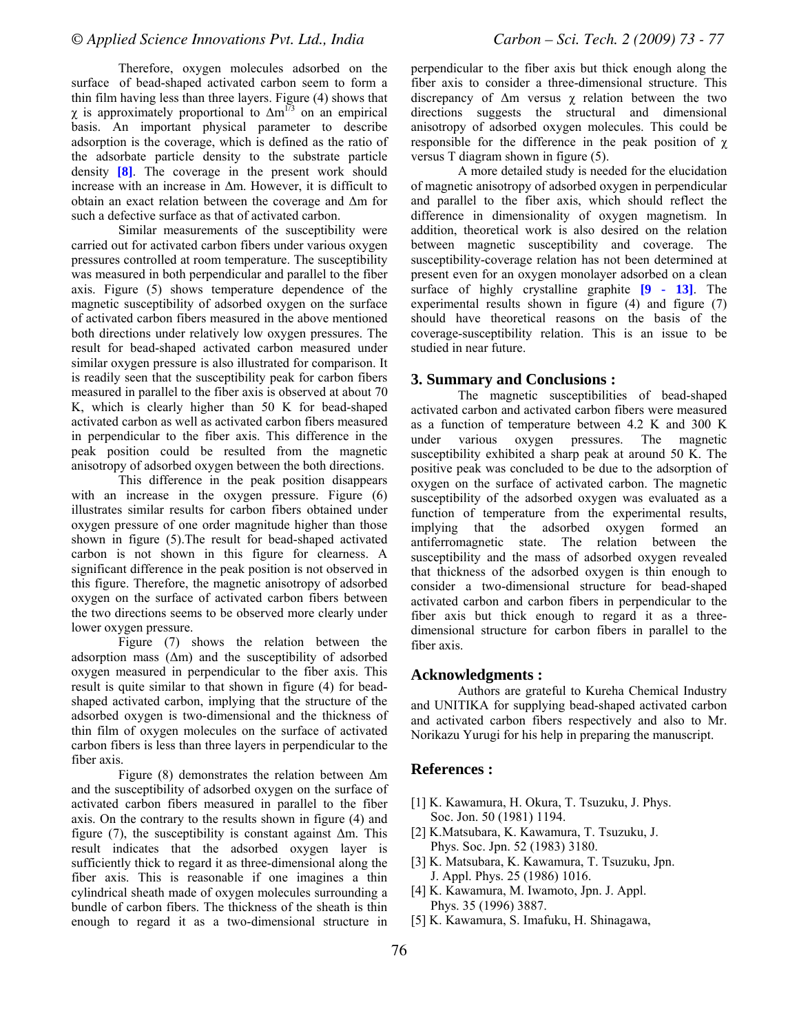Therefore, oxygen molecules adsorbed on the surface of bead-shaped activated carbon seem to form a thin film having less than three layers. Figure (4) shows that $\chi$ is approximately proportional to $\Delta m^{1/3}$ on an empirical basis. An important physical parameter to describe adsorption is the coverage, which is defined as the ratio of the adsorbate particle density to the substrate particle density **[8]**. The coverage in the present work should increase with an increase in $\Delta$m. However, it is difficult to obtain an exact relation between the coverage and $\Delta$m for such a defective surface as that of activated carbon.

Similar measurements of the susceptibility were carried out for activated carbon fibers under various oxygen pressures controlled at room temperature. The susceptibility was measured in both perpendicular and parallel to the fiber axis. Figure (5) shows temperature dependence of the magnetic susceptibility of adsorbed oxygen on the surface of activated carbon fibers measured in the above mentioned both directions under relatively low oxygen pressures. The result for bead-shaped activated carbon measured under similar oxygen pressure is also illustrated for comparison. It is readily seen that the susceptibility peak for carbon fibers measured in parallel to the fiber axis is observed at about 70 K, which is clearly higher than 50 K for bead-shaped activated carbon as well as activated carbon fibers measured in perpendicular to the fiber axis. This difference in the peak position could be resulted from the magnetic anisotropy of adsorbed oxygen between the both directions.

This difference in the peak position disappears with an increase in the oxygen pressure. Figure (6) illustrates similar results for carbon fibers obtained under oxygen pressure of one order magnitude higher than those shown in figure (5).The result for bead-shaped activated carbon is not shown in this figure for clearness. A significant difference in the peak position is not observed in this figure. Therefore, the magnetic anisotropy of adsorbed oxygen on the surface of activated carbon fibers between the two directions seems to be observed more clearly under lower oxygen pressure.

Figure (7) shows the relation between the adsorption mass ($\Delta$m) and the susceptibility of adsorbed oxygen measured in perpendicular to the fiber axis. This result is quite similar to that shown in figure (4) for bead-shaped activated carbon, implying that the structure of the adsorbed oxygen is two-dimensional and the thickness of thin film of oxygen molecules on the surface of activated carbon fibers is less than three layers in perpendicular to the fiber axis.

Figure (8) demonstrates the relation between $\Delta$m and the susceptibility of adsorbed oxygen on the surface of activated carbon fibers measured in parallel to the fiber axis. On the contrary to the results shown in figure (4) and figure (7), the susceptibility is constant against $\Delta$m. This result indicates that the adsorbed oxygen layer is sufficiently thick to regard it as three-dimensional along the fiber axis. This is reasonable if one imagines a thin cylindrical sheath made of oxygen molecules surrounding a bundle of carbon fibers. The thickness of the sheath is thin enough to regard it as a two-dimensional structure in perpendicular to the fiber axis but thick enough along the fiber axis to consider a three-dimensional structure. This discrepancy of $\Delta$m versus $\chi$ relation between the two directions suggests the structural and dimensional anisotropy of adsorbed oxygen molecules. This could be responsible for the difference in the peak position of $\chi$ versus T diagram shown in figure (5).

A more detailed study is needed for the elucidation of magnetic anisotropy of adsorbed oxygen in perpendicular and parallel to the fiber axis, which should reflect the difference in dimensionality of oxygen magnetism. In addition, theoretical work is also desired on the relation between magnetic susceptibility and coverage. The susceptibility-coverage relation has not been determined at present even for an oxygen monolayer adsorbed on a clean surface of highly crystalline graphite **[9 - 13]**. The experimental results shown in figure (4) and figure (7) should have theoretical reasons on the basis of the coverage-susceptibility relation. This is an issue to be studied in near future.

## 3. Summary and Conclusions :

The magnetic susceptibilities of bead-shaped activated carbon and activated carbon fibers were measured as a function of temperature between 4.2 K and 300 K under various oxygen pressures. The magnetic susceptibility exhibited a sharp peak at around 50 K. The positive peak was concluded to be due to the adsorption of oxygen on the surface of activated carbon. The magnetic susceptibility of the adsorbed oxygen was evaluated as a function of temperature from the experimental results, implying that the adsorbed oxygen formed an antiferromagnetic state. The relation between the susceptibility and the mass of adsorbed oxygen revealed that thickness of the adsorbed oxygen is thin enough to consider a two-dimensional structure for bead-shaped activated carbon and carbon fibers in perpendicular to the fiber axis but thick enough to regard it as a three-dimensional structure for carbon fibers in parallel to the fiber axis.

## Acknowledgments :

Authors are grateful to Kureha Chemical Industry and UNITIKA for supplying bead-shaped activated carbon and activated carbon fibers respectively and also to Mr. Norikazu Yurugi for his help in preparing the manuscript.

## References :

[1] K. Kawamura, H. Okura, T. Tsuzuku, J. Phys. Soc. Jon. 50 (1981) 1194.

[2] K.Matsubara, K. Kawamura, T. Tsuzuku, J. Phys. Soc. Jpn. 52 (1983) 3180.

[3] K. Matsubara, K. Kawamura, T. Tsuzuku, Jpn. J. Appl. Phys. 25 (1986) 1016.

[4] K. Kawamura, M. Iwamoto, Jpn. J. Appl. Phys. 35 (1996) 3887.

[5] K. Kawamura, S. Imafuku, H. Shinagawa,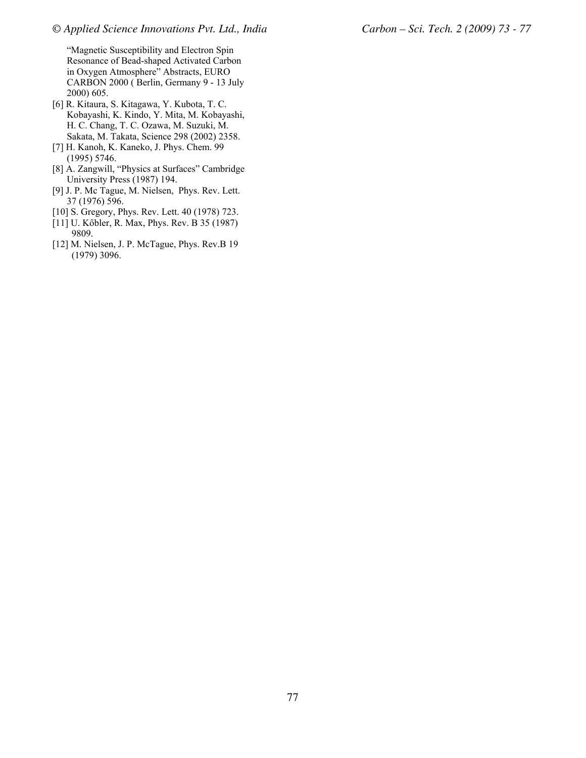"Magnetic Susceptibility and Electron Spin Resonance of Bead-shaped Activated Carbon in Oxygen Atmosphere" Abstracts, EURO CARBON 2000 ( Berlin, Germany 9 - 13 July 2000) 605.

[6] R. Kitaura, S. Kitagawa, Y. Kubota, T. C. Kobayashi, K. Kindo, Y. Mita, M. Kobayashi, H. C. Chang, T. C. Ozawa, M. Suzuki, M. Sakata, M. Takata, Science 298 (2002) 2358.

[7] H. Kanoh, K. Kaneko, J. Phys. Chem. 99 (1995) 5746.

[8] A. Zangwill, "Physics at Surfaces" Cambridge University Press (1987) 194.

[9] J. P. Mc Tague, M. Nielsen, Phys. Rev. Lett. 37 (1976) 596.

[10] S. Gregory, Phys. Rev. Lett. 40 (1978) 723.

[11] U. Kőbler, R. Max, Phys. Rev. B 35 (1987) 9809.

[12] M. Nielsen, J. P. McTague, Phys. Rev.B 19 (1979) 3096.